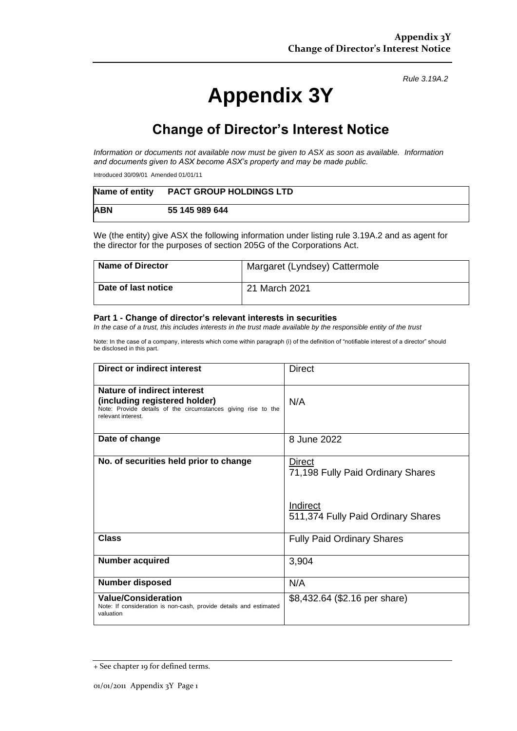*Rule 3.19A.2*

# Appendix 3Y

## Change of Director's Interest Notice

*Information or documents not available now must be given to ASX as soon as available. Information and documents given to ASX become ASX's property and may be made public.*

Introduced 30/09/01 Amended 01/01/11

| Name of entity | PACT GROUP HOLDINGS LTD |
|---|---|
| **ABN** | **55 145 989 644** |

We (the entity) give ASX the following information under listing rule 3.19A.2 and as agent for the director for the purposes of section 205G of the Corporations Act.

| Name of Director | Margaret (Lyndsey) Cattermole |
|---|---|
| **Date of last notice** | 21 March 2021 |

### Part 1 - Change of director's relevant interests in securities

*In the case of a trust, this includes interests in the trust made available by the responsible entity of the trust*

Note: In the case of a company, interests which come within paragraph (i) of the definition of "notifiable interest of a director" should be disclosed in this part.

| Direct or indirect interest | Direct |
|---|---|
| **Nature of indirect interest (including registered holder)** Note: Provide details of the circumstances giving rise to the relevant interest. | N/A |
| **Date of change** | 8 June 2022 |
| **No. of securities held prior to change** | Direct<br>71,198 Fully Paid Ordinary Shares<br><br>Indirect<br>511,374 Fully Paid Ordinary Shares |
| **Class** | Fully Paid Ordinary Shares |
| **Number acquired** | 3,904 |
| **Number disposed** | N/A |
| **Value/Consideration** Note: If consideration is non-cash, provide details and estimated valuation | $8,432.64 ($2.16 per share) |

+ See chapter 19 for defined terms.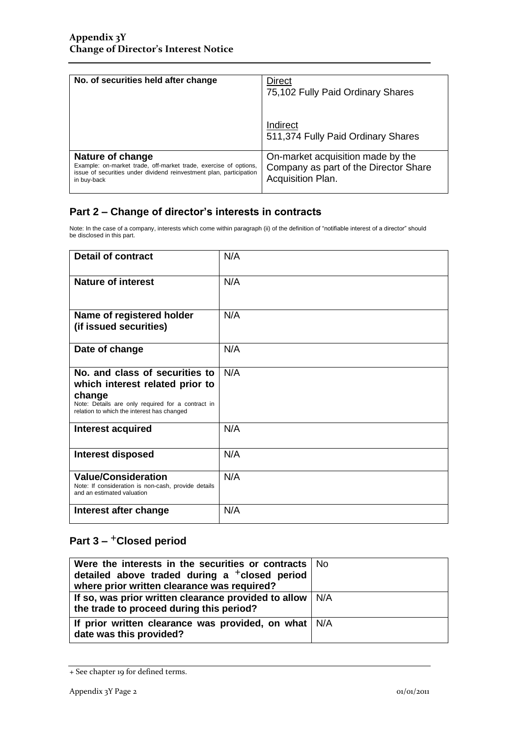| | |
|---|---|
| **No. of securities held after change** | Direct<br>75,102 Fully Paid Ordinary Shares<br><br>Indirect<br>511,374 Fully Paid Ordinary Shares |
| **Nature of change**<br>Example: on-market trade, off-market trade, exercise of options, issue of securities under dividend reinvestment plan, participation in buy-back | On-market acquisition made by the Company as part of the Director Share Acquisition Plan. |

## Part 2 – Change of director's interests in contracts

Note: In the case of a company, interests which come within paragraph (ii) of the definition of "notifiable interest of a director" should be disclosed in this part.

| | |
|---|---|
| **Detail of contract** | N/A |
| **Nature of interest** | N/A |
| **Name of registered holder (if issued securities)** | N/A |
| **Date of change** | N/A |
| **No. and class of securities to which interest related prior to change**<br>Note: Details are only required for a contract in relation to which the interest has changed | N/A |
| **Interest acquired** | N/A |
| **Interest disposed** | N/A |
| **Value/Consideration**<br>Note: If consideration is non-cash, provide details and an estimated valuation | N/A |
| **Interest after change** | N/A |

## Part 3 – +Closed period

| | |
|---|---|
| **Were the interests in the securities or contracts detailed above traded during a +closed period where prior written clearance was required?** | No |
| **If so, was prior written clearance provided to allow the trade to proceed during this period?** | N/A |
| **If prior written clearance was provided, on what date was this provided?** | N/A |

+ See chapter 19 for defined terms.